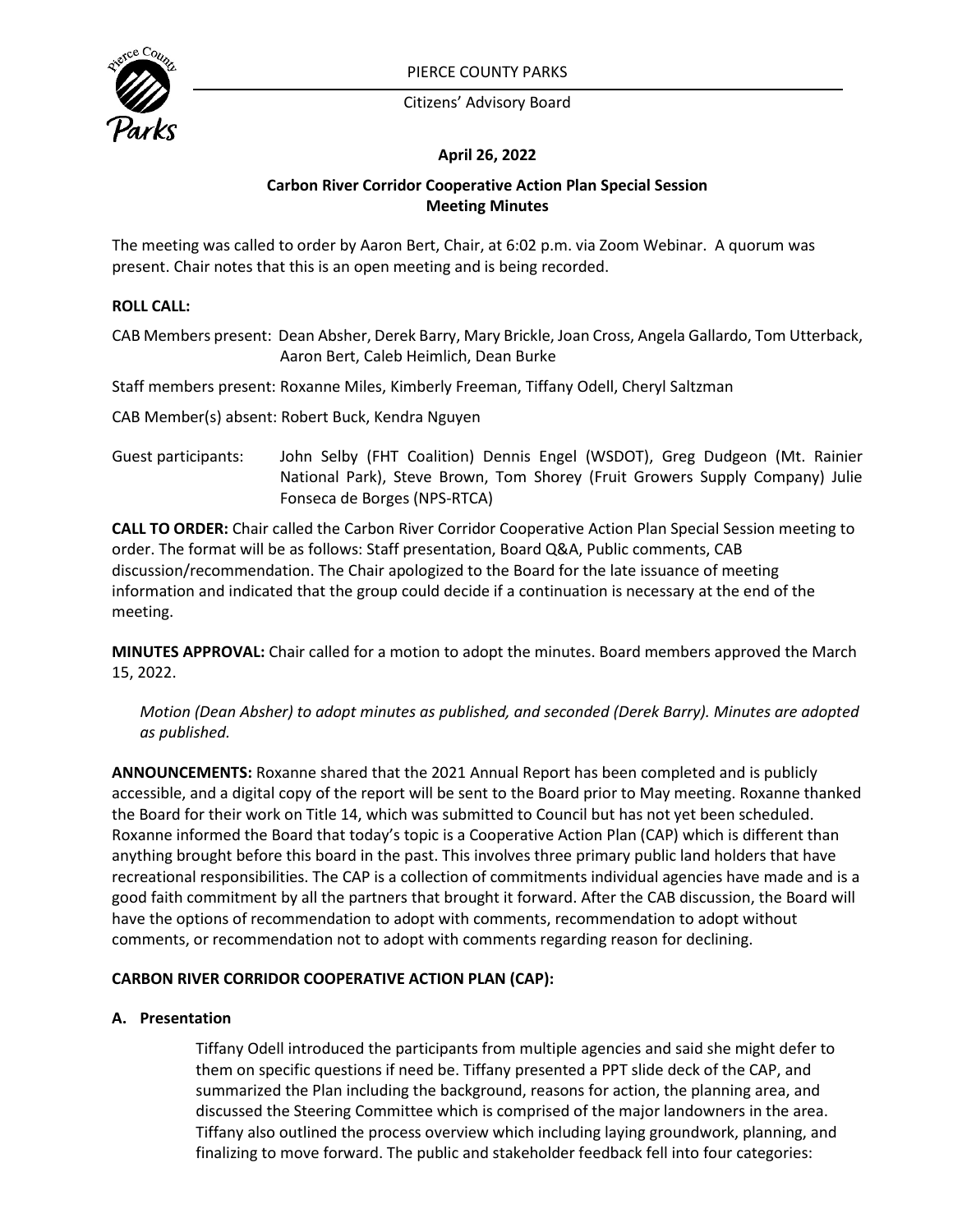PIERCE COUNTY PARKS

Citizens' Advisory Board

**April 26, 2022**

**Carbon River Corridor Cooperative Action Plan Special Session**
**Meeting Minutes**

The meeting was called to order by Aaron Bert, Chair, at 6:02 p.m. via Zoom Webinar. A quorum was present. Chair notes that this is an open meeting and is being recorded.

**ROLL CALL:**

CAB Members present: Dean Absher, Derek Barry, Mary Brickle, Joan Cross, Angela Gallardo, Tom Utterback, Aaron Bert, Caleb Heimlich, Dean Burke

Staff members present: Roxanne Miles, Kimberly Freeman, Tiffany Odell, Cheryl Saltzman

CAB Member(s) absent: Robert Buck, Kendra Nguyen

Guest participants: John Selby (FHT Coalition) Dennis Engel (WSDOT), Greg Dudgeon (Mt. Rainier National Park), Steve Brown, Tom Shorey (Fruit Growers Supply Company) Julie Fonseca de Borges (NPS-RTCA)

**CALL TO ORDER:** Chair called the Carbon River Corridor Cooperative Action Plan Special Session meeting to order. The format will be as follows: Staff presentation, Board Q&A, Public comments, CAB discussion/recommendation. The Chair apologized to the Board for the late issuance of meeting information and indicated that the group could decide if a continuation is necessary at the end of the meeting.

**MINUTES APPROVAL:** Chair called for a motion to adopt the minutes. Board members approved the March 15, 2022.

*Motion (Dean Absher) to adopt minutes as published, and seconded (Derek Barry). Minutes are adopted as published.*

**ANNOUNCEMENTS:** Roxanne shared that the 2021 Annual Report has been completed and is publicly accessible, and a digital copy of the report will be sent to the Board prior to May meeting. Roxanne thanked the Board for their work on Title 14, which was submitted to Council but has not yet been scheduled. Roxanne informed the Board that today's topic is a Cooperative Action Plan (CAP) which is different than anything brought before this board in the past. This involves three primary public land holders that have recreational responsibilities. The CAP is a collection of commitments individual agencies have made and is a good faith commitment by all the partners that brought it forward. After the CAB discussion, the Board will have the options of recommendation to adopt with comments, recommendation to adopt without comments, or recommendation not to adopt with comments regarding reason for declining.

**CARBON RIVER CORRIDOR COOPERATIVE ACTION PLAN (CAP):**

**A. Presentation**

Tiffany Odell introduced the participants from multiple agencies and said she might defer to them on specific questions if need be. Tiffany presented a PPT slide deck of the CAP, and summarized the Plan including the background, reasons for action, the planning area, and discussed the Steering Committee which is comprised of the major landowners in the area. Tiffany also outlined the process overview which including laying groundwork, planning, and finalizing to move forward. The public and stakeholder feedback fell into four categories: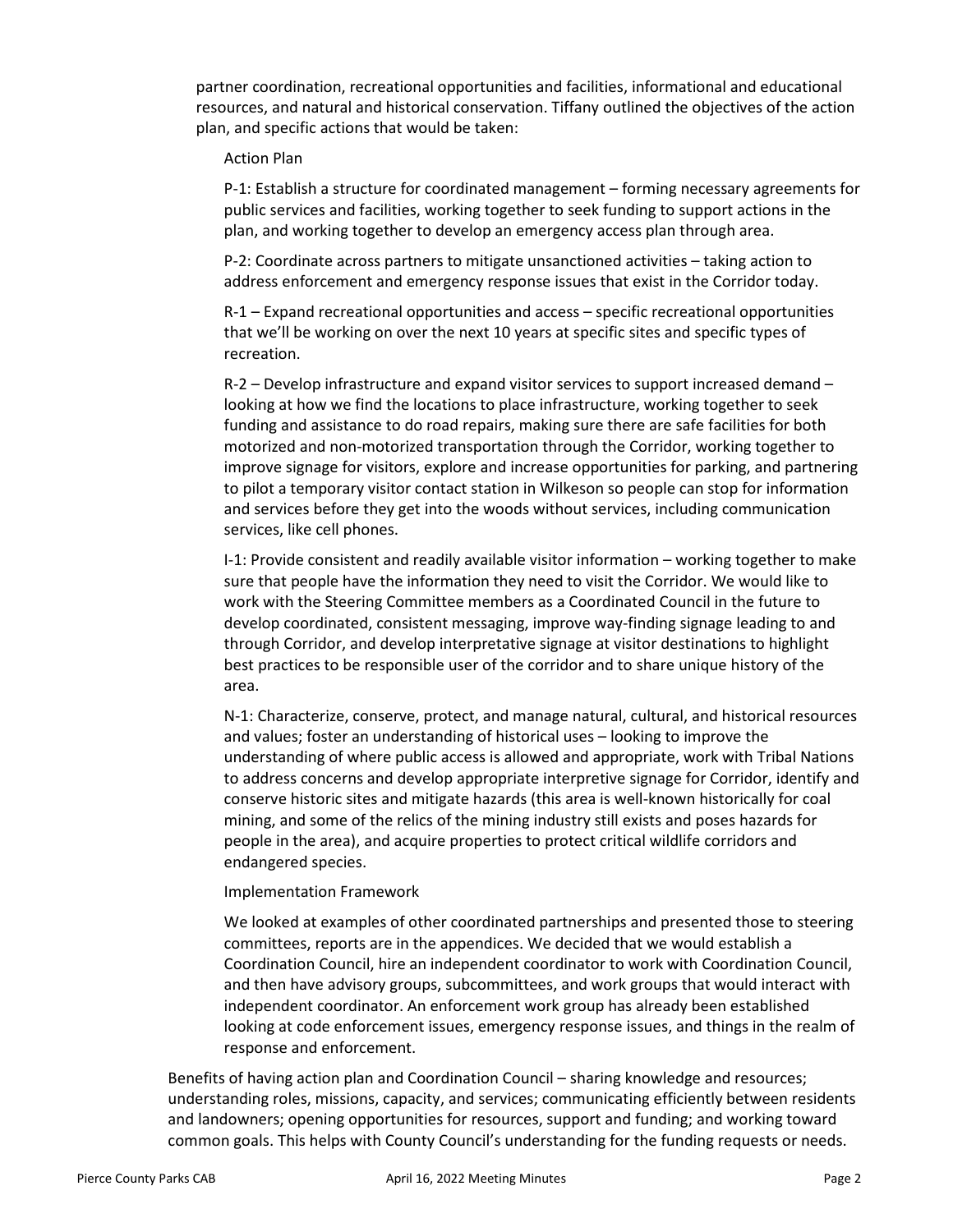partner coordination, recreational opportunities and facilities, informational and educational resources, and natural and historical conservation. Tiffany outlined the objectives of the action plan, and specific actions that would be taken:

Action Plan

P-1: Establish a structure for coordinated management – forming necessary agreements for public services and facilities, working together to seek funding to support actions in the plan, and working together to develop an emergency access plan through area.

P-2: Coordinate across partners to mitigate unsanctioned activities – taking action to address enforcement and emergency response issues that exist in the Corridor today.

R-1 – Expand recreational opportunities and access – specific recreational opportunities that we'll be working on over the next 10 years at specific sites and specific types of recreation.

R-2 – Develop infrastructure and expand visitor services to support increased demand – looking at how we find the locations to place infrastructure, working together to seek funding and assistance to do road repairs, making sure there are safe facilities for both motorized and non-motorized transportation through the Corridor, working together to improve signage for visitors, explore and increase opportunities for parking, and partnering to pilot a temporary visitor contact station in Wilkeson so people can stop for information and services before they get into the woods without services, including communication services, like cell phones.

I-1: Provide consistent and readily available visitor information – working together to make sure that people have the information they need to visit the Corridor. We would like to work with the Steering Committee members as a Coordinated Council in the future to develop coordinated, consistent messaging, improve way-finding signage leading to and through Corridor, and develop interpretative signage at visitor destinations to highlight best practices to be responsible user of the corridor and to share unique history of the area.

N-1: Characterize, conserve, protect, and manage natural, cultural, and historical resources and values; foster an understanding of historical uses – looking to improve the understanding of where public access is allowed and appropriate, work with Tribal Nations to address concerns and develop appropriate interpretive signage for Corridor, identify and conserve historic sites and mitigate hazards (this area is well-known historically for coal mining, and some of the relics of the mining industry still exists and poses hazards for people in the area), and acquire properties to protect critical wildlife corridors and endangered species.

Implementation Framework

We looked at examples of other coordinated partnerships and presented those to steering committees, reports are in the appendices. We decided that we would establish a Coordination Council, hire an independent coordinator to work with Coordination Council, and then have advisory groups, subcommittees, and work groups that would interact with independent coordinator. An enforcement work group has already been established looking at code enforcement issues, emergency response issues, and things in the realm of response and enforcement.

Benefits of having action plan and Coordination Council – sharing knowledge and resources; understanding roles, missions, capacity, and services; communicating efficiently between residents and landowners; opening opportunities for resources, support and funding; and working toward common goals. This helps with County Council's understanding for the funding requests or needs.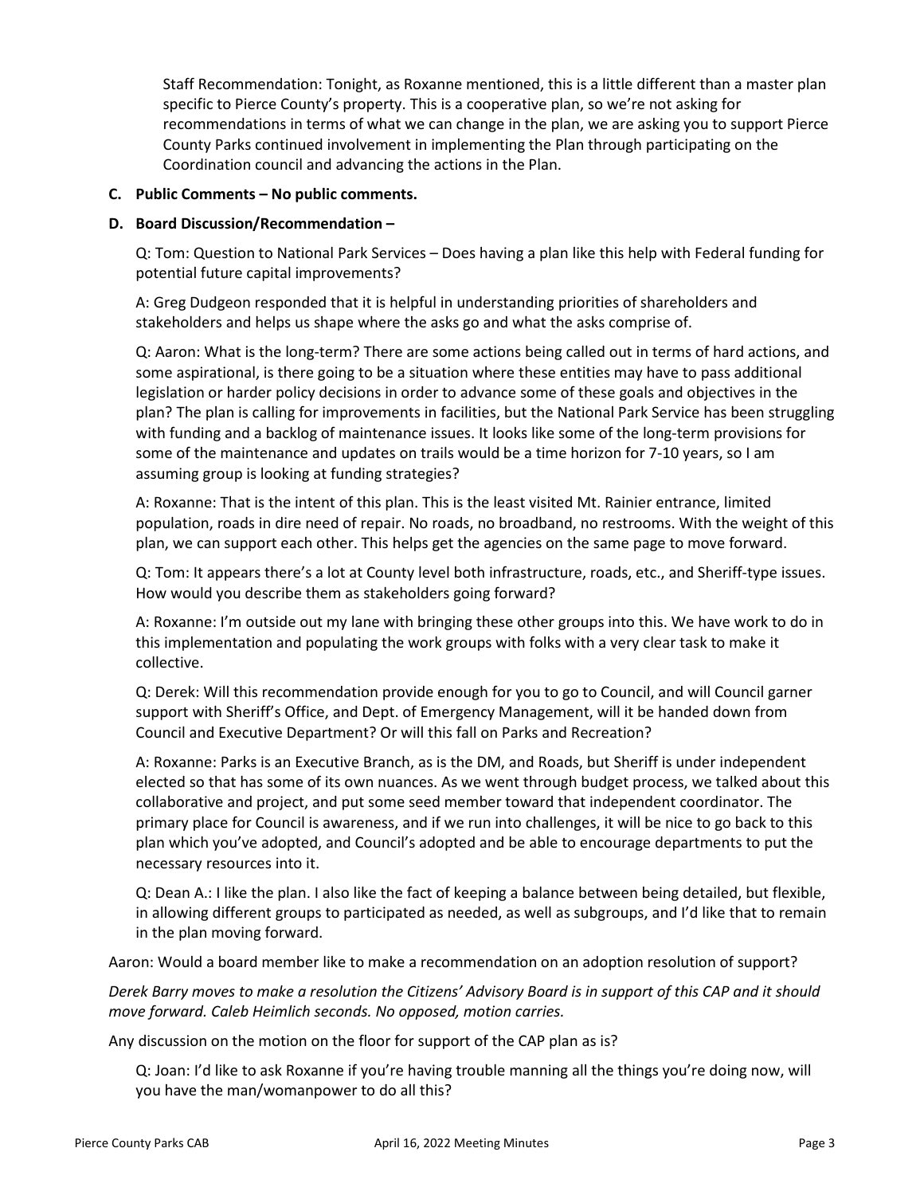Staff Recommendation: Tonight, as Roxanne mentioned, this is a little different than a master plan specific to Pierce County's property. This is a cooperative plan, so we're not asking for recommendations in terms of what we can change in the plan, we are asking you to support Pierce County Parks continued involvement in implementing the Plan through participating on the Coordination council and advancing the actions in the Plan.

**C. Public Comments – No public comments.**

**D. Board Discussion/Recommendation –**

Q: Tom: Question to National Park Services – Does having a plan like this help with Federal funding for potential future capital improvements?

A: Greg Dudgeon responded that it is helpful in understanding priorities of shareholders and stakeholders and helps us shape where the asks go and what the asks comprise of.

Q: Aaron: What is the long-term? There are some actions being called out in terms of hard actions, and some aspirational, is there going to be a situation where these entities may have to pass additional legislation or harder policy decisions in order to advance some of these goals and objectives in the plan? The plan is calling for improvements in facilities, but the National Park Service has been struggling with funding and a backlog of maintenance issues. It looks like some of the long-term provisions for some of the maintenance and updates on trails would be a time horizon for 7-10 years, so I am assuming group is looking at funding strategies?

A: Roxanne: That is the intent of this plan. This is the least visited Mt. Rainier entrance, limited population, roads in dire need of repair. No roads, no broadband, no restrooms. With the weight of this plan, we can support each other. This helps get the agencies on the same page to move forward.

Q: Tom: It appears there's a lot at County level both infrastructure, roads, etc., and Sheriff-type issues. How would you describe them as stakeholders going forward?

A: Roxanne: I'm outside out my lane with bringing these other groups into this. We have work to do in this implementation and populating the work groups with folks with a very clear task to make it collective.

Q: Derek: Will this recommendation provide enough for you to go to Council, and will Council garner support with Sheriff's Office, and Dept. of Emergency Management, will it be handed down from Council and Executive Department? Or will this fall on Parks and Recreation?

A: Roxanne: Parks is an Executive Branch, as is the DM, and Roads, but Sheriff is under independent elected so that has some of its own nuances. As we went through budget process, we talked about this collaborative and project, and put some seed member toward that independent coordinator. The primary place for Council is awareness, and if we run into challenges, it will be nice to go back to this plan which you've adopted, and Council's adopted and be able to encourage departments to put the necessary resources into it.

Q: Dean A.: I like the plan. I also like the fact of keeping a balance between being detailed, but flexible, in allowing different groups to participated as needed, as well as subgroups, and I'd like that to remain in the plan moving forward.

Aaron: Would a board member like to make a recommendation on an adoption resolution of support?

*Derek Barry moves to make a resolution the Citizens' Advisory Board is in support of this CAP and it should move forward. Caleb Heimlich seconds. No opposed, motion carries.*

Any discussion on the motion on the floor for support of the CAP plan as is?

Q: Joan: I'd like to ask Roxanne if you're having trouble manning all the things you're doing now, will you have the man/womanpower to do all this?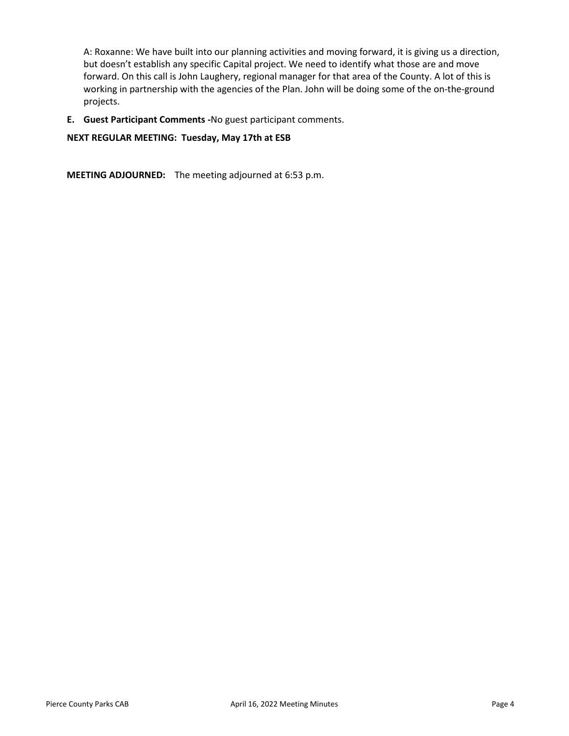A: Roxanne: We have built into our planning activities and moving forward, it is giving us a direction, but doesn't establish any specific Capital project. We need to identify what those are and move forward. On this call is John Laughery, regional manager for that area of the County. A lot of this is working in partnership with the agencies of the Plan. John will be doing some of the on-the-ground projects.

**E. Guest Participant Comments -** No guest participant comments.

**NEXT REGULAR MEETING: Tuesday, May 17th at ESB**

**MEETING ADJOURNED:** The meeting adjourned at 6:53 p.m.